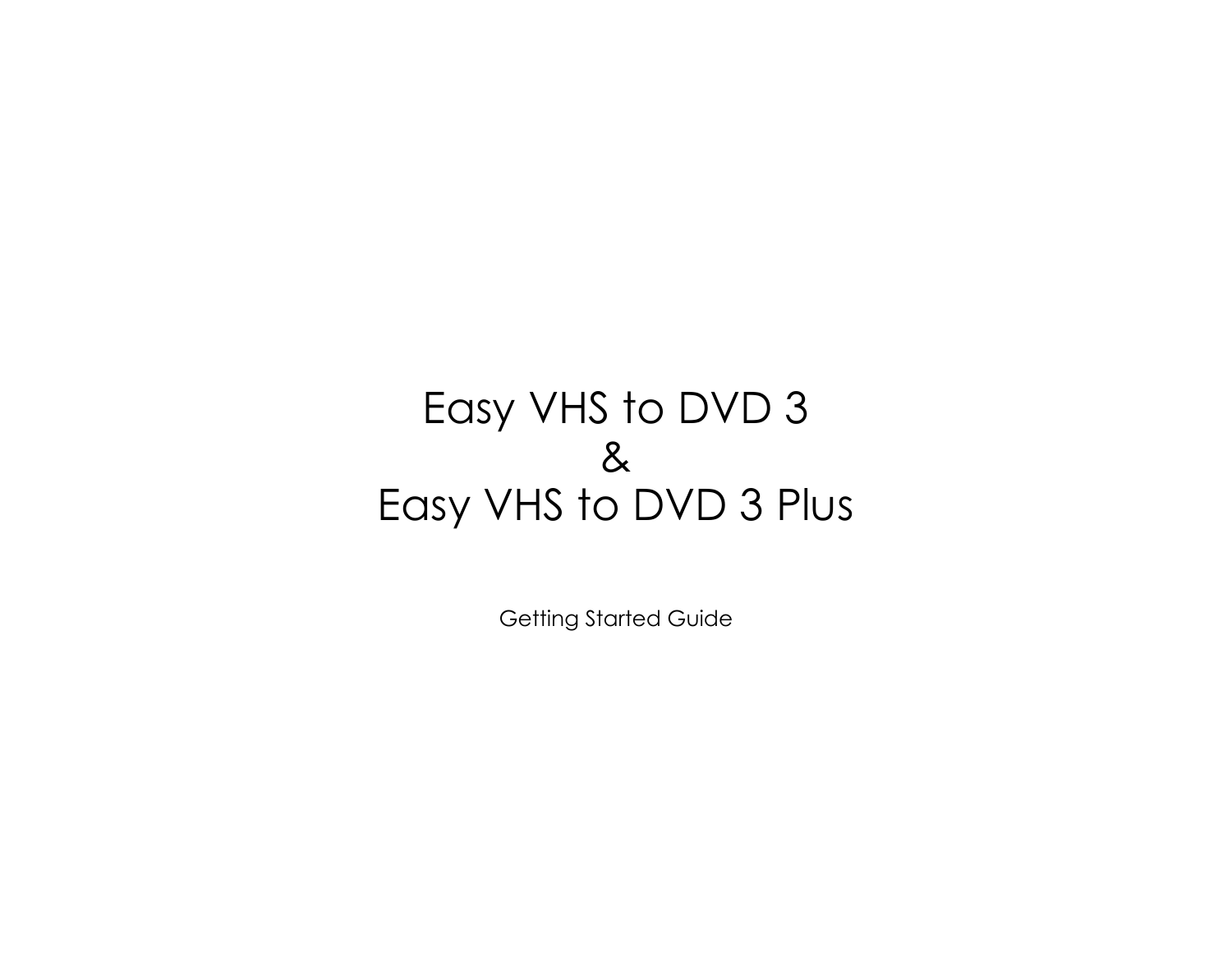# Easy VHS to DVD 3
# &
# Easy VHS to DVD 3 Plus

Getting Started Guide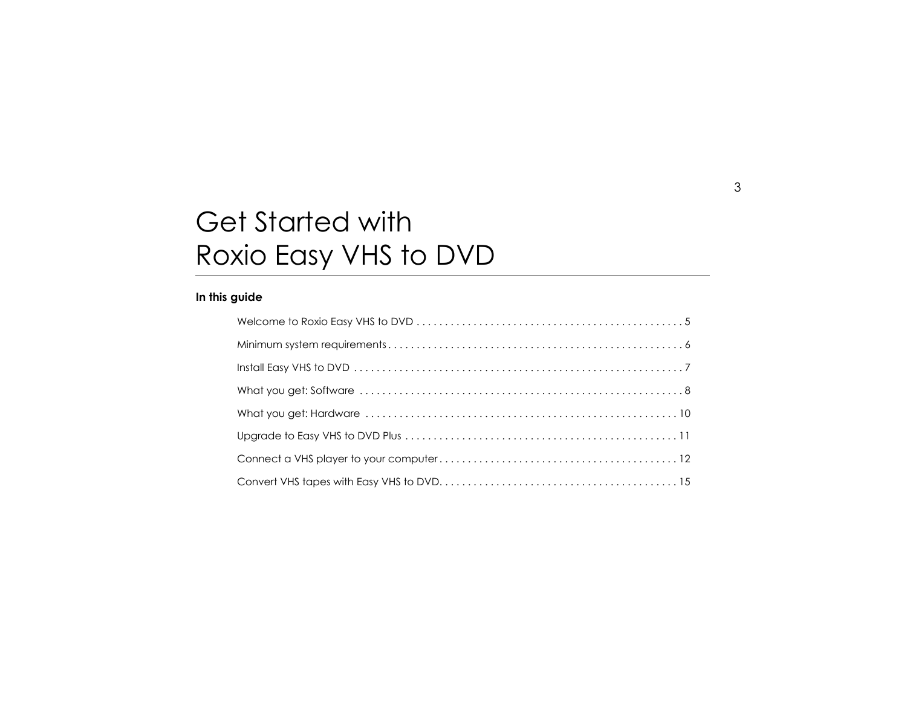# Get Started with Roxio Easy VHS to DVD

**In this guide**

Welcome to Roxio Easy VHS to DVD . . . . . . . . . . . . . . . . . . . . . . . . . . . . . . . . . . . . . . . . . . . . . . 5

Minimum system requirements . . . . . . . . . . . . . . . . . . . . . . . . . . . . . . . . . . . . . . . . . . . . . . . . . . . 6

Install Easy VHS to DVD . . . . . . . . . . . . . . . . . . . . . . . . . . . . . . . . . . . . . . . . . . . . . . . . . . . . . . . . . 7

What you get: Software . . . . . . . . . . . . . . . . . . . . . . . . . . . . . . . . . . . . . . . . . . . . . . . . . . . . . . . . . 8

What you get: Hardware . . . . . . . . . . . . . . . . . . . . . . . . . . . . . . . . . . . . . . . . . . . . . . . . . . . . . . . 10

Upgrade to Easy VHS to DVD Plus . . . . . . . . . . . . . . . . . . . . . . . . . . . . . . . . . . . . . . . . . . . . . . . 11

Connect a VHS player to your computer . . . . . . . . . . . . . . . . . . . . . . . . . . . . . . . . . . . . . . . . . 12

Convert VHS tapes with Easy VHS to DVD. . . . . . . . . . . . . . . . . . . . . . . . . . . . . . . . . . . . . . . . . . 15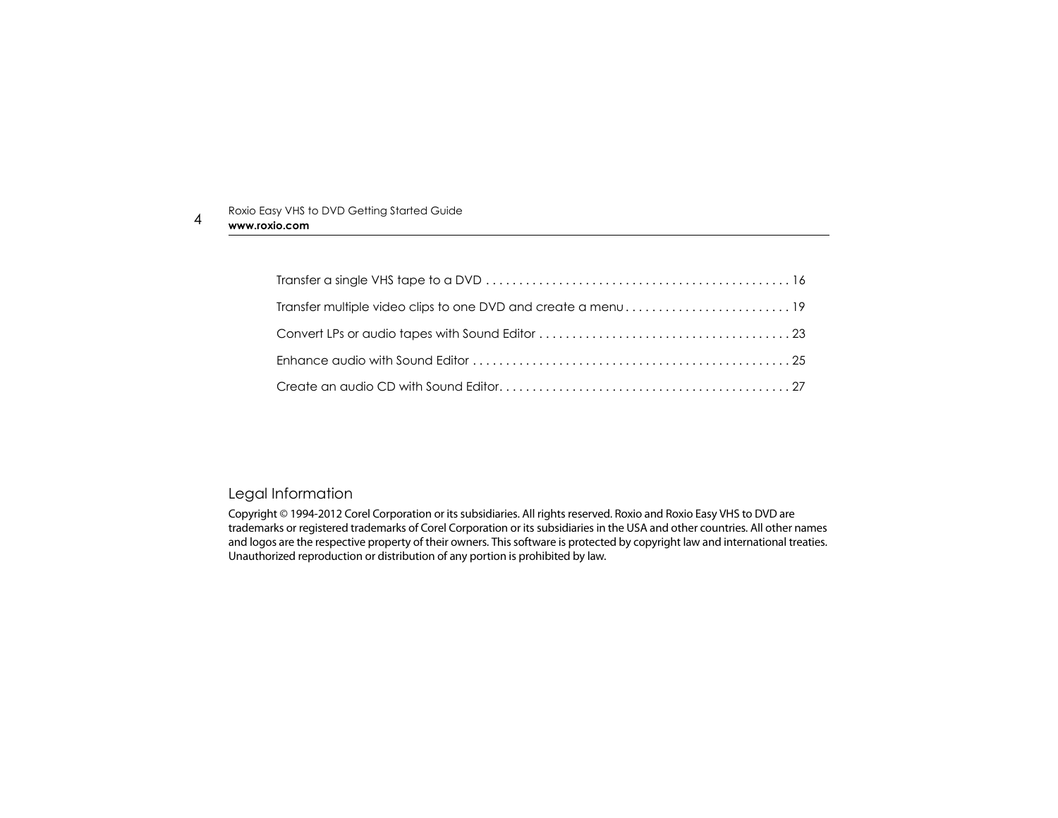Transfer a single VHS tape to a DVD . . . . . . . . . . . . . . . . . . . . . . . . . . . . . . . . . . . . . . . . . . . . . 16

Transfer multiple video clips to one DVD and create a menu . . . . . . . . . . . . . . . . . . . . . . . . . 19

Convert LPs or audio tapes with Sound Editor . . . . . . . . . . . . . . . . . . . . . . . . . . . . . . . . . . . . . . 23

Enhance audio with Sound Editor . . . . . . . . . . . . . . . . . . . . . . . . . . . . . . . . . . . . . . . . . . . . . . . . 25

Create an audio CD with Sound Editor. . . . . . . . . . . . . . . . . . . . . . . . . . . . . . . . . . . . . . . . . . . . 27

## Legal Information

Copyright © 1994-2012 Corel Corporation or its subsidiaries. All rights reserved. Roxio and Roxio Easy VHS to DVD are trademarks or registered trademarks of Corel Corporation or its subsidiaries in the USA and other countries. All other names and logos are the respective property of their owners. This software is protected by copyright law and international treaties. Unauthorized reproduction or distribution of any portion is prohibited by law.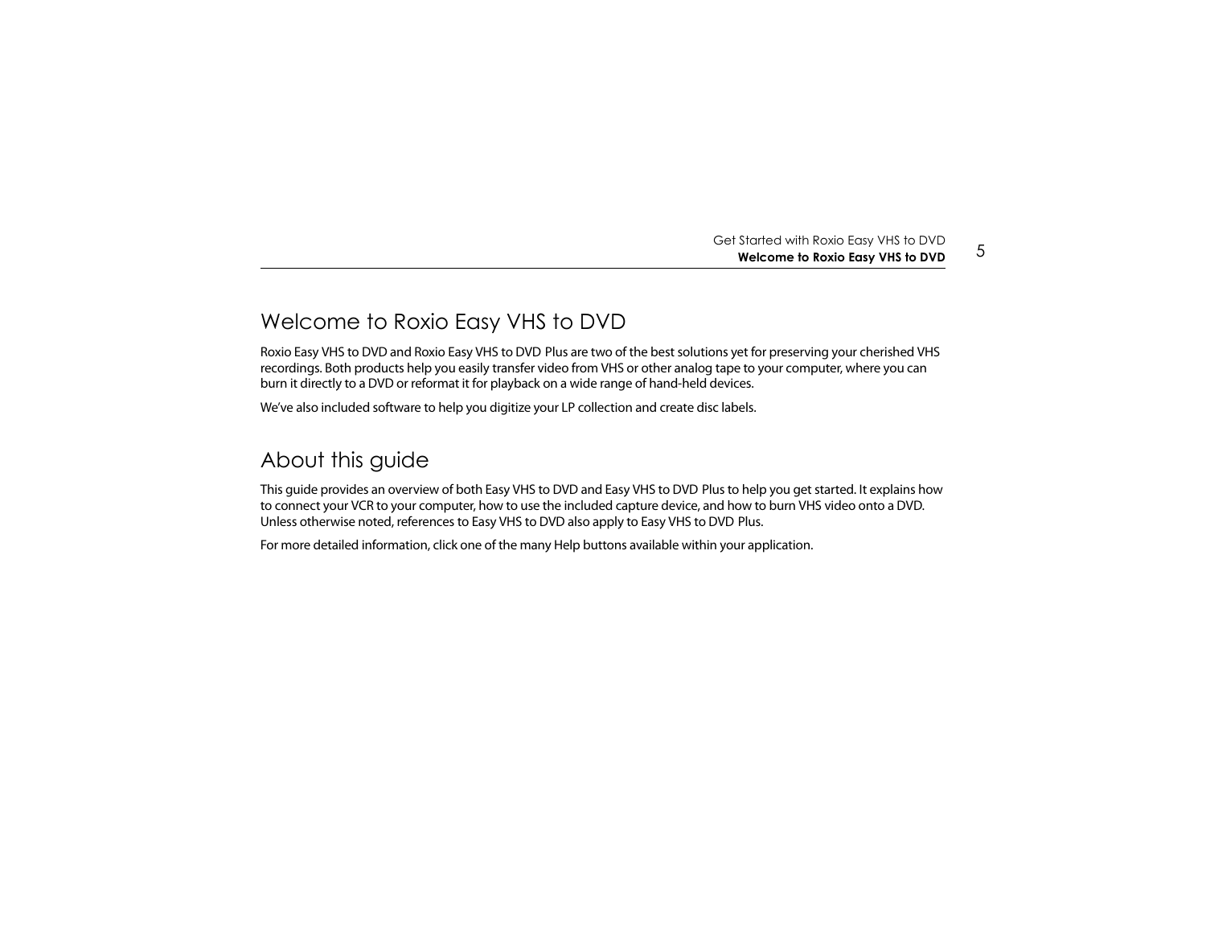# Welcome to Roxio Easy VHS to DVD

Roxio Easy VHS to DVD and Roxio Easy VHS to DVD Plus are two of the best solutions yet for preserving your cherished VHS recordings. Both products help you easily transfer video from VHS or other analog tape to your computer, where you can burn it directly to a DVD or reformat it for playback on a wide range of hand-held devices.

We've also included software to help you digitize your LP collection and create disc labels.

# About this guide

This guide provides an overview of both Easy VHS to DVD and Easy VHS to DVD Plus to help you get started. It explains how to connect your VCR to your computer, how to use the included capture device, and how to burn VHS video onto a DVD. Unless otherwise noted, references to Easy VHS to DVD also apply to Easy VHS to DVD Plus.

For more detailed information, click one of the many Help buttons available within your application.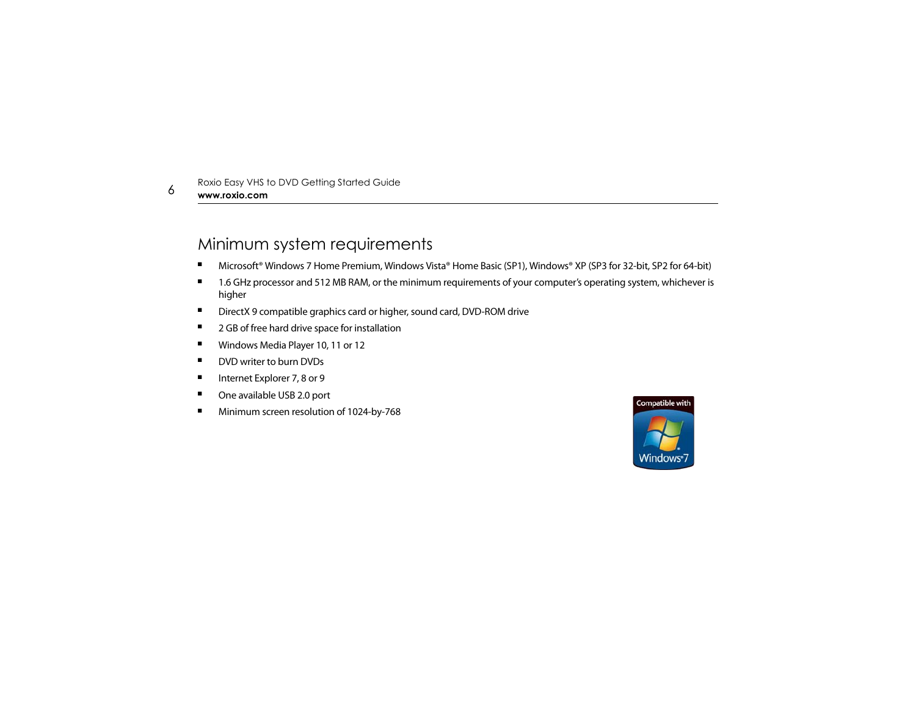## Minimum system requirements

- Microsoft® Windows 7 Home Premium, Windows Vista® Home Basic (SP1), Windows® XP (SP3 for 32-bit, SP2 for 64-bit)
- 1.6 GHz processor and 512 MB RAM, or the minimum requirements of your computer's operating system, whichever is higher
- DirectX 9 compatible graphics card or higher, sound card, DVD-ROM drive
- 2 GB of free hard drive space for installation
- Windows Media Player 10, 11 or 12
- DVD writer to burn DVDs
- Internet Explorer 7, 8 or 9
- One available USB 2.0 port
- Minimum screen resolution of 1024-by-768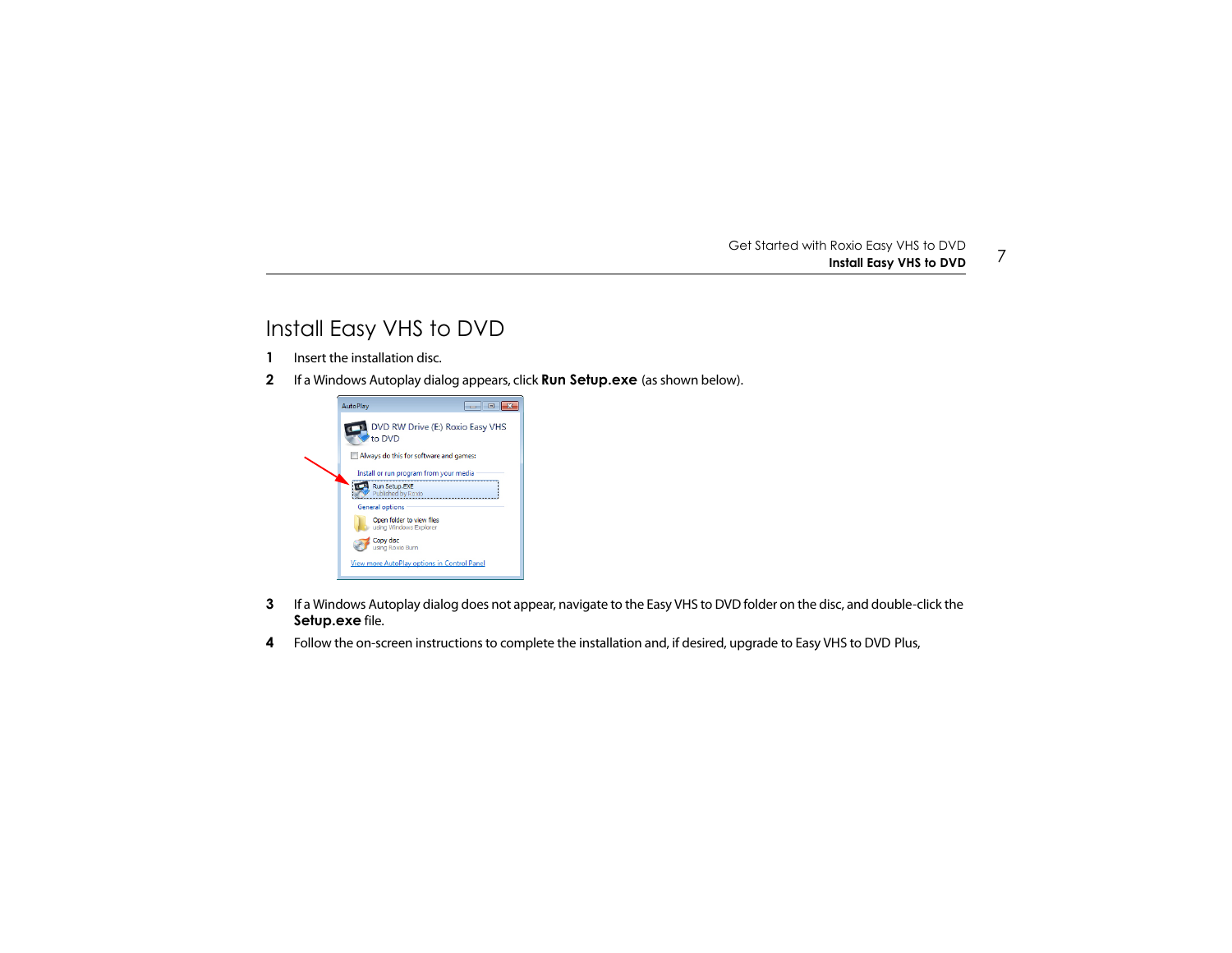# Install Easy VHS to DVD

1. Insert the installation disc.
2. If a Windows Autoplay dialog appears, click **Run Setup.exe** (as shown below).
3. If a Windows Autoplay dialog does not appear, navigate to the Easy VHS to DVD folder on the disc, and double-click the **Setup.exe** file.
4. Follow the on-screen instructions to complete the installation and, if desired, upgrade to Easy VHS to DVD Plus,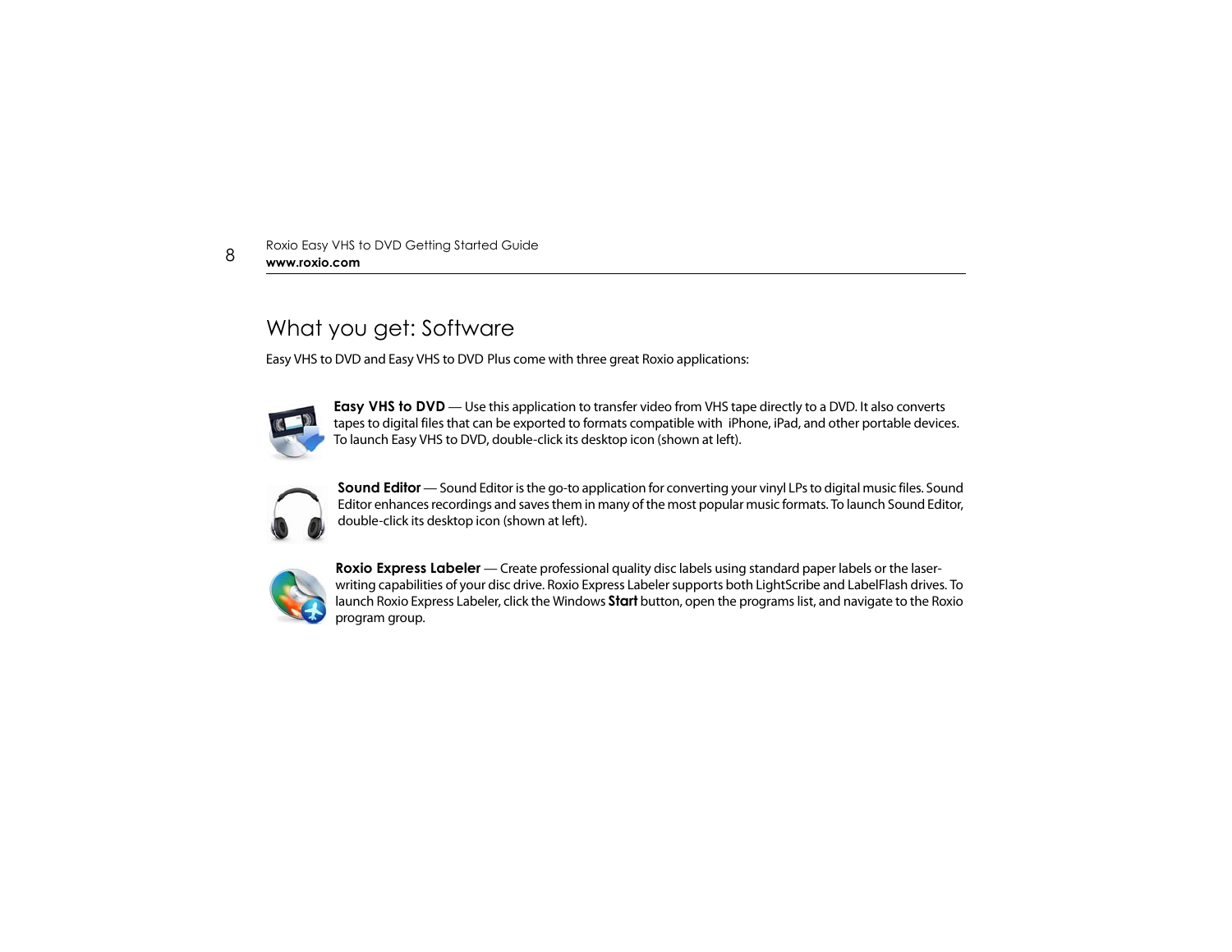## What you get: Software

Easy VHS to DVD and Easy VHS to DVD Plus come with three great Roxio applications:

**Easy VHS to DVD** — Use this application to transfer video from VHS tape directly to a DVD. It also converts tapes to digital files that can be exported to formats compatible with iPhone, iPad, and other portable devices. To launch Easy VHS to DVD, double-click its desktop icon (shown at left).

**Sound Editor** — Sound Editor is the go-to application for converting your vinyl LPs to digital music files. Sound Editor enhances recordings and saves them in many of the most popular music formats. To launch Sound Editor, double-click its desktop icon (shown at left).

**Roxio Express Labeler** — Create professional quality disc labels using standard paper labels or the laser-writing capabilities of your disc drive. Roxio Express Labeler supports both LightScribe and LabelFlash drives. To launch Roxio Express Labeler, click the Windows **Start** button, open the programs list, and navigate to the Roxio program group.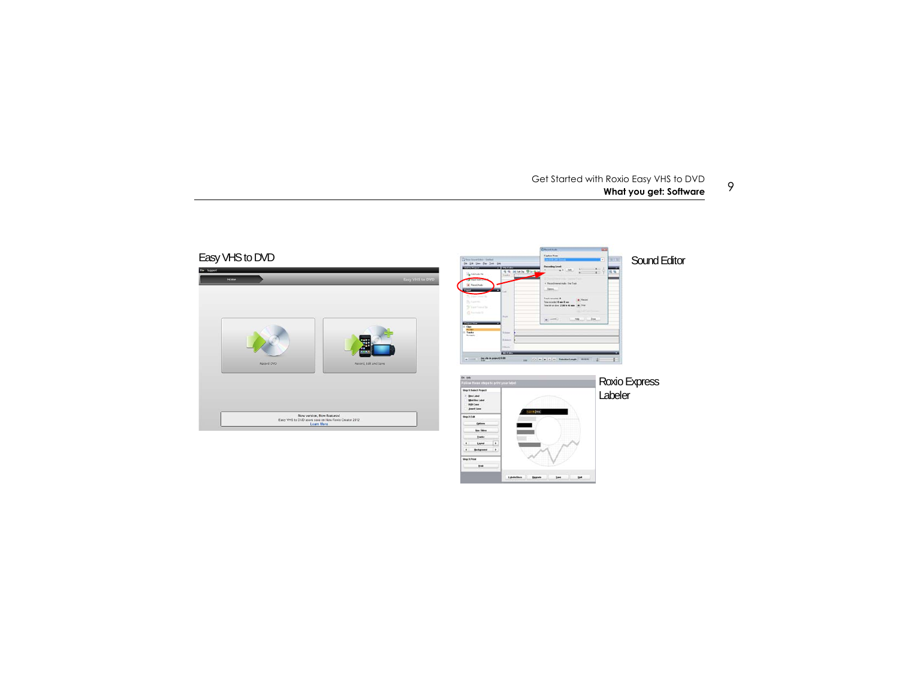Easy VHS to DVD

Sound Editor

Roxio Express Labeler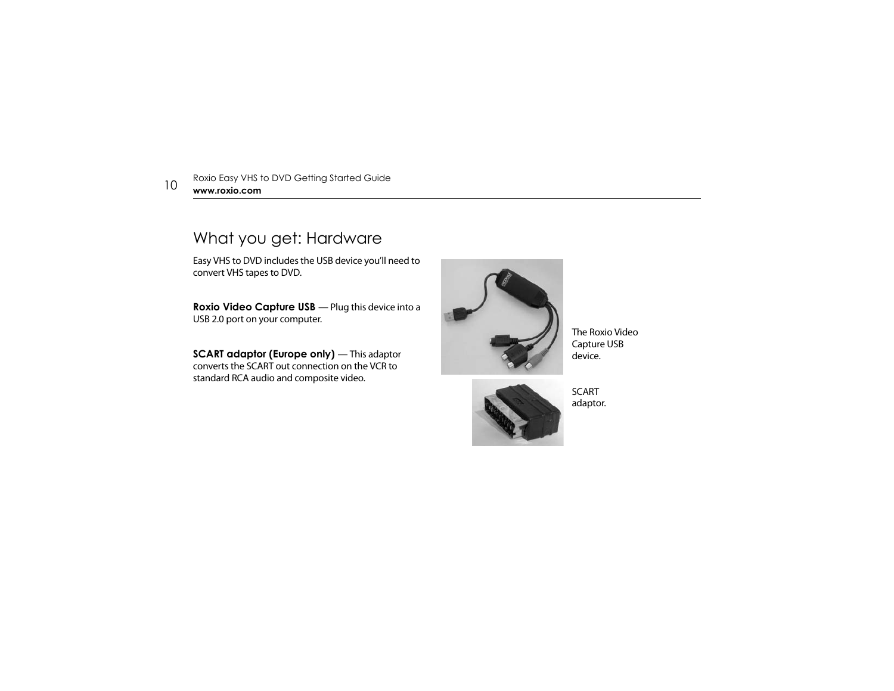# What you get: Hardware

Easy VHS to DVD includes the USB device you'll need to convert VHS tapes to DVD.

**Roxio Video Capture USB** — Plug this device into a USB 2.0 port on your computer.

**SCART adaptor (Europe only)** — This adaptor converts the SCART out connection on the VCR to standard RCA audio and composite video.

The Roxio Video Capture USB device.

SCART adaptor.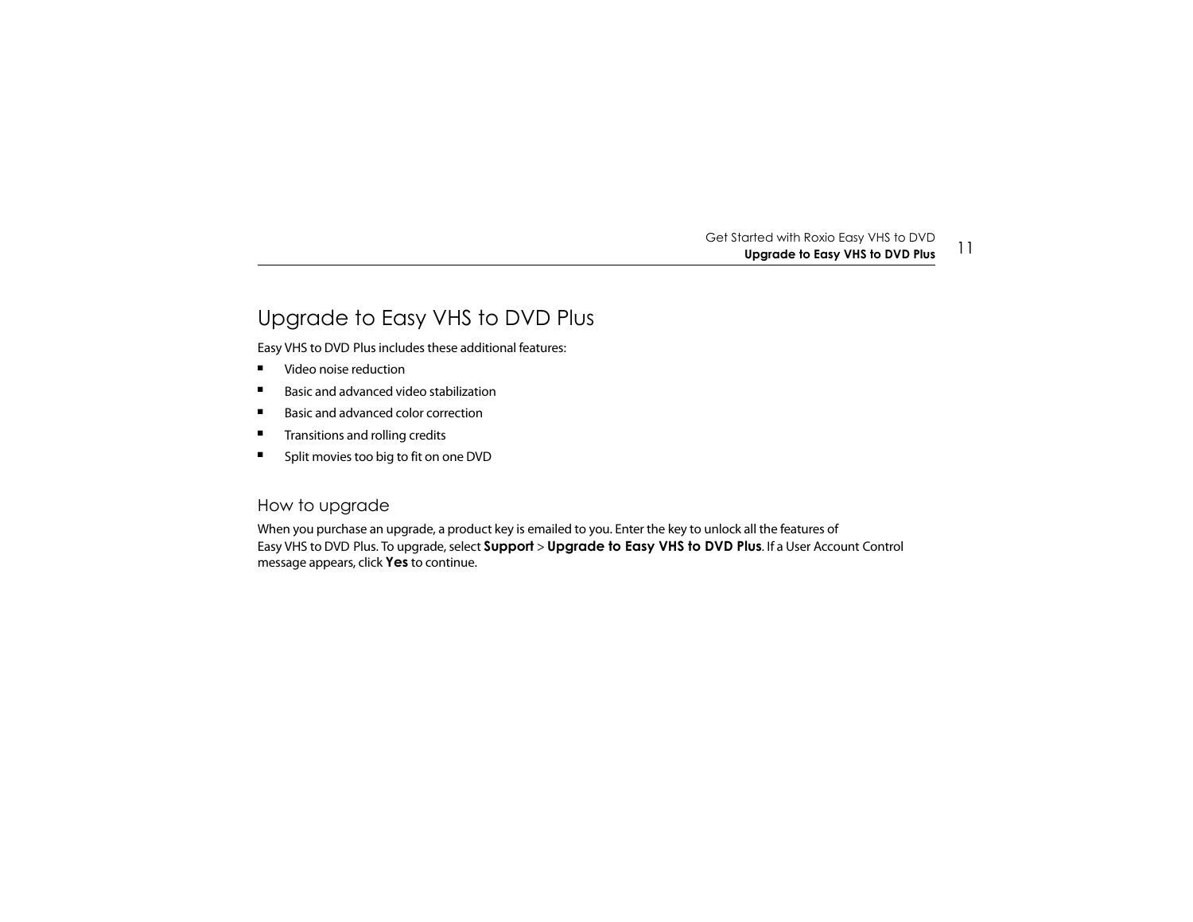# Upgrade to Easy VHS to DVD Plus

Easy VHS to DVD Plus includes these additional features:

- Video noise reduction
- Basic and advanced video stabilization
- Basic and advanced color correction
- Transitions and rolling credits
- Split movies too big to fit on one DVD

## How to upgrade

When you purchase an upgrade, a product key is emailed to you. Enter the key to unlock all the features of Easy VHS to DVD Plus. To upgrade, select **Support** > **Upgrade to Easy VHS to DVD Plus**. If a User Account Control message appears, click **Yes** to continue.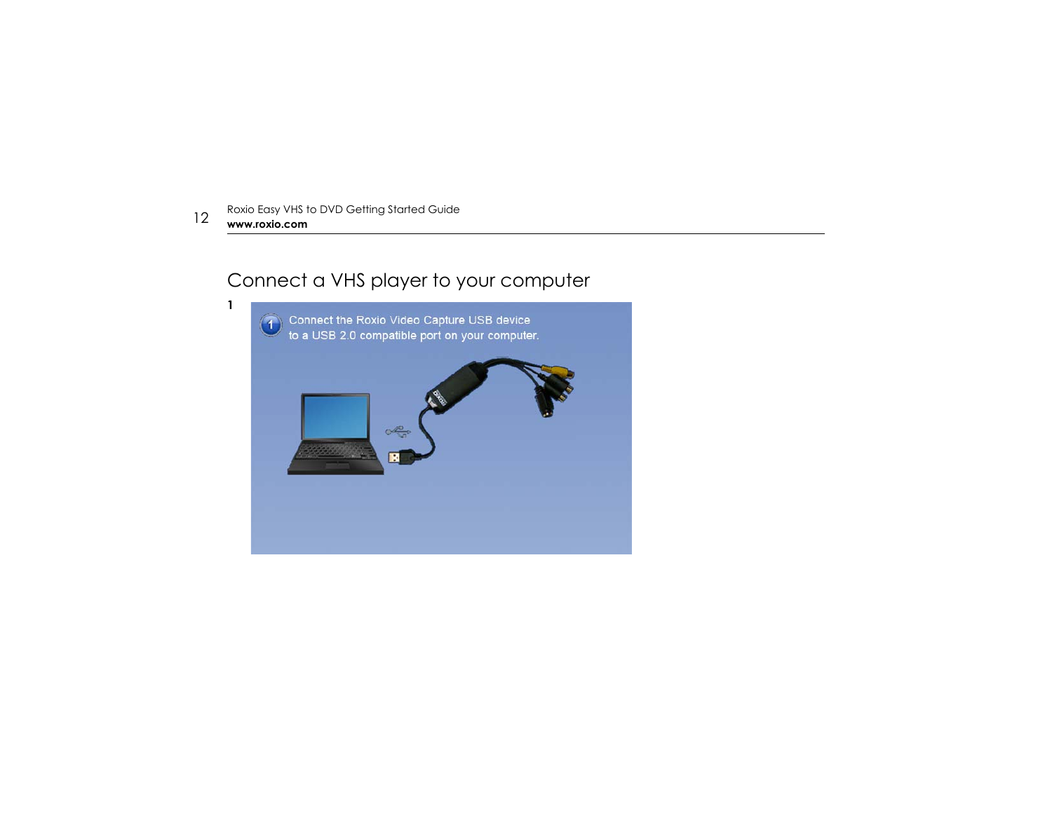## Connect a VHS player to your computer

1

Connect the Roxio Video Capture USB device to a USB 2.0 compatible port on your computer.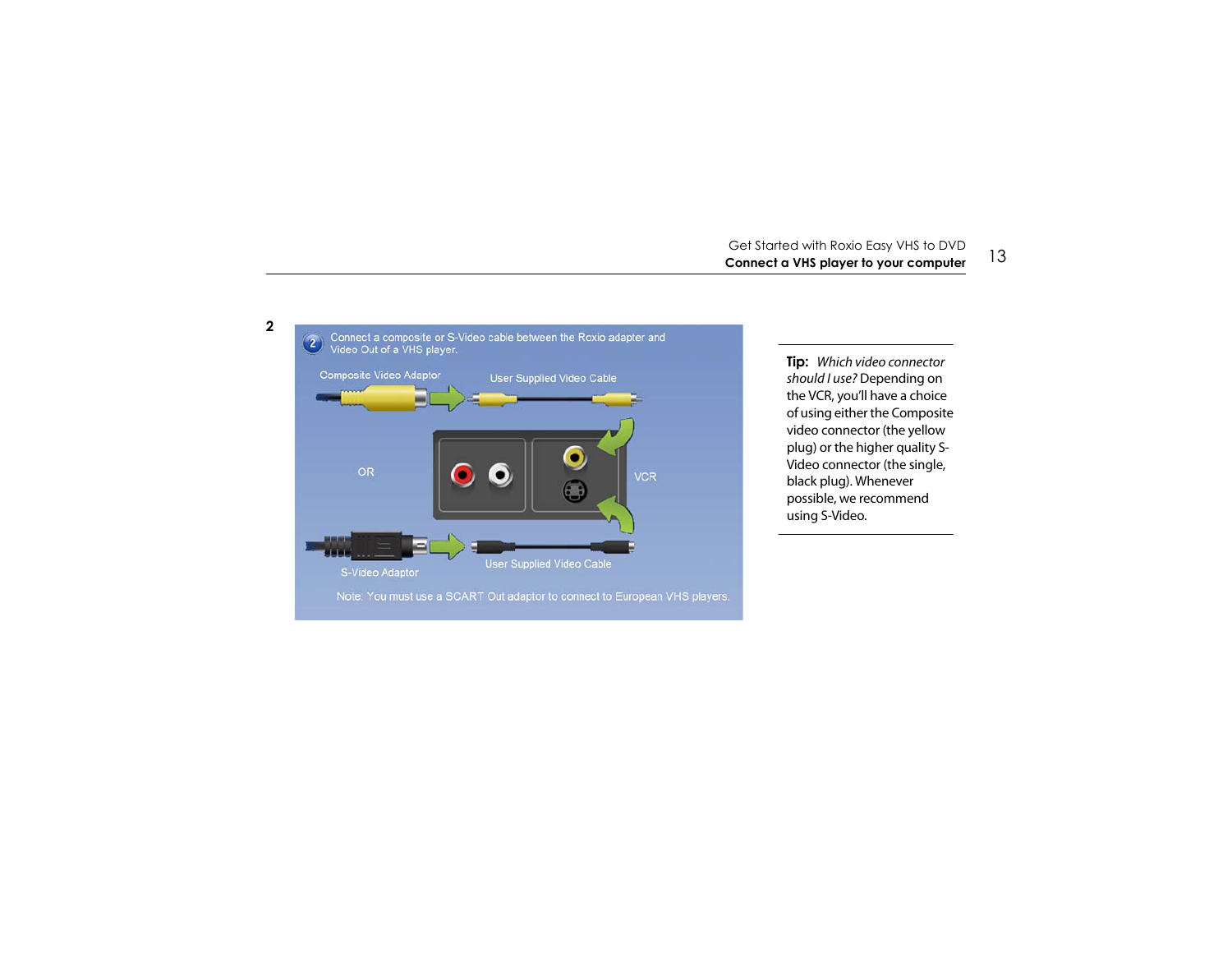2

Connect a composite or S-Video cable between the Roxio adapter and Video Out of a VHS player.

Composite Video Adaptor

User Supplied Video Cable

OR

VCR

S-Video Adaptor

User Supplied Video Cable

Note: You must use a SCART Out adaptor to connect to European VHS players.

**Tip:** *Which video connector should I use?* Depending on the VCR, you'll have a choice of using either the Composite video connector (the yellow plug) or the higher quality S-Video connector (the single, black plug). Whenever possible, we recommend using S-Video.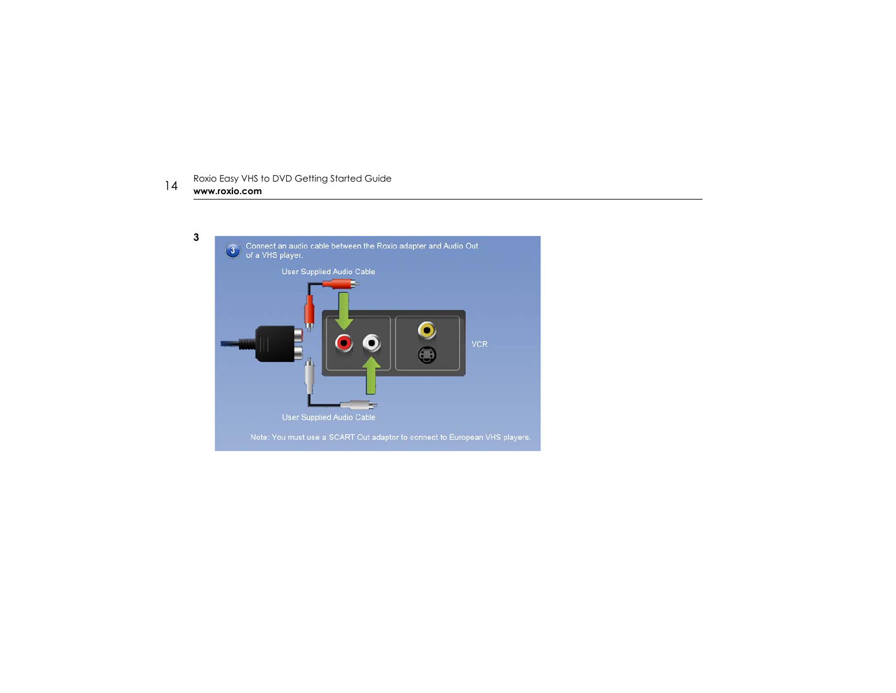3

Connect an audio cable between the Roxio adapter and Audio Out of a VHS player.

User Supplied Audio Cable

VCR

User Supplied Audio Cable

Note: You must use a SCART Out adaptor to connect to European VHS players.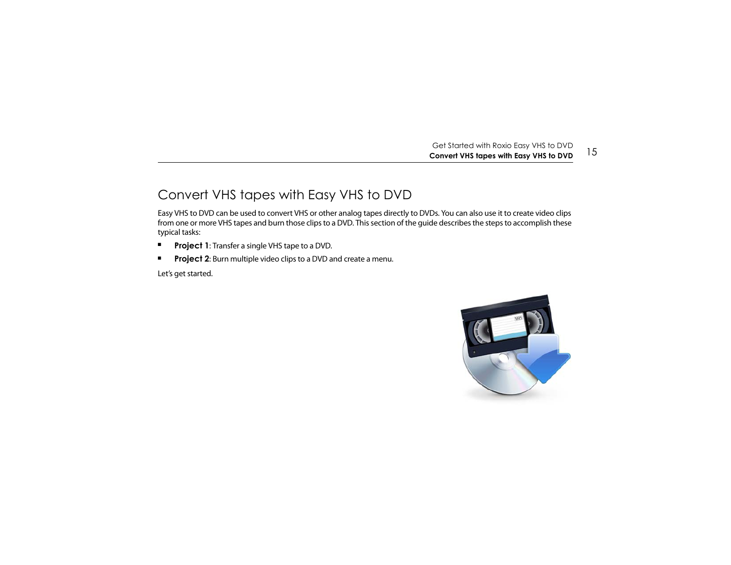# Convert VHS tapes with Easy VHS to DVD

Easy VHS to DVD can be used to convert VHS or other analog tapes directly to DVDs. You can also use it to create video clips from one or more VHS tapes and burn those clips to a DVD. This section of the guide describes the steps to accomplish these typical tasks:

- **Project 1**: Transfer a single VHS tape to a DVD.
- **Project 2**: Burn multiple video clips to a DVD and create a menu.

Let's get started.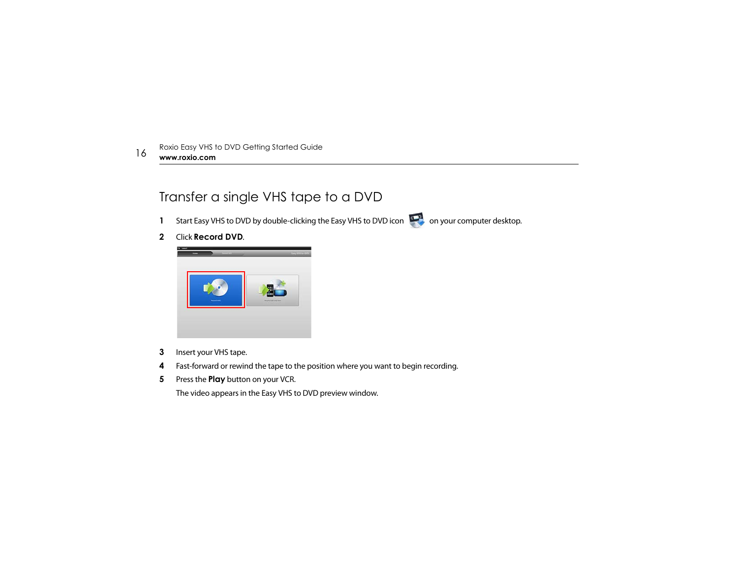# Transfer a single VHS tape to a DVD

1. Start Easy VHS to DVD by double-clicking the Easy VHS to DVD icon on your computer desktop.
2. Click **Record DVD**.
3. Insert your VHS tape.
4. Fast-forward or rewind the tape to the position where you want to begin recording.
5. Press the **Play** button on your VCR.

   The video appears in the Easy VHS to DVD preview window.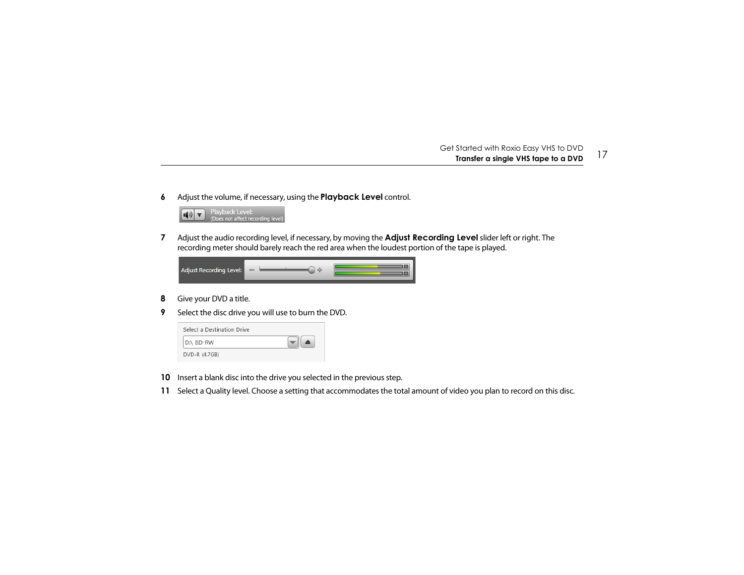6 Adjust the volume, if necessary, using the **Playback Level** control.

7 Adjust the audio recording level, if necessary, by moving the **Adjust Recording Level** slider left or right. The recording meter should barely reach the red area when the loudest portion of the tape is played.

8 Give your DVD a title.

9 Select the disc drive you will use to burn the DVD.

10 Insert a blank disc into the drive you selected in the previous step.

11 Select a Quality level. Choose a setting that accommodates the total amount of video you plan to record on this disc.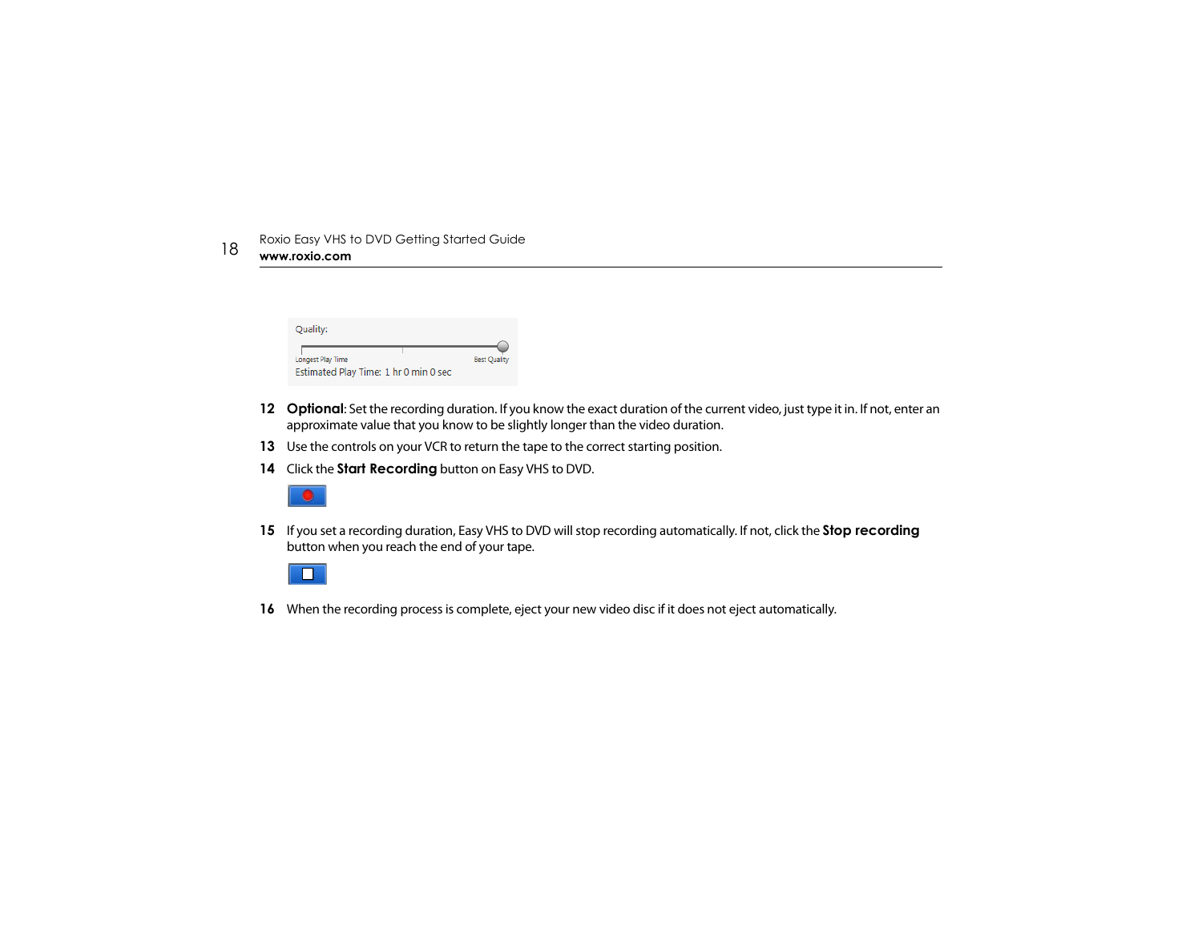Quality:

Longest Play Time Best Quality

Estimated Play Time: 1 hr 0 min 0 sec

12 **Optional**: Set the recording duration. If you know the exact duration of the current video, just type it in. If not, enter an approximate value that you know to be slightly longer than the video duration.

13 Use the controls on your VCR to return the tape to the correct starting position.

14 Click the **Start Recording** button on Easy VHS to DVD.

15 If you set a recording duration, Easy VHS to DVD will stop recording automatically. If not, click the **Stop recording** button when you reach the end of your tape.

16 When the recording process is complete, eject your new video disc if it does not eject automatically.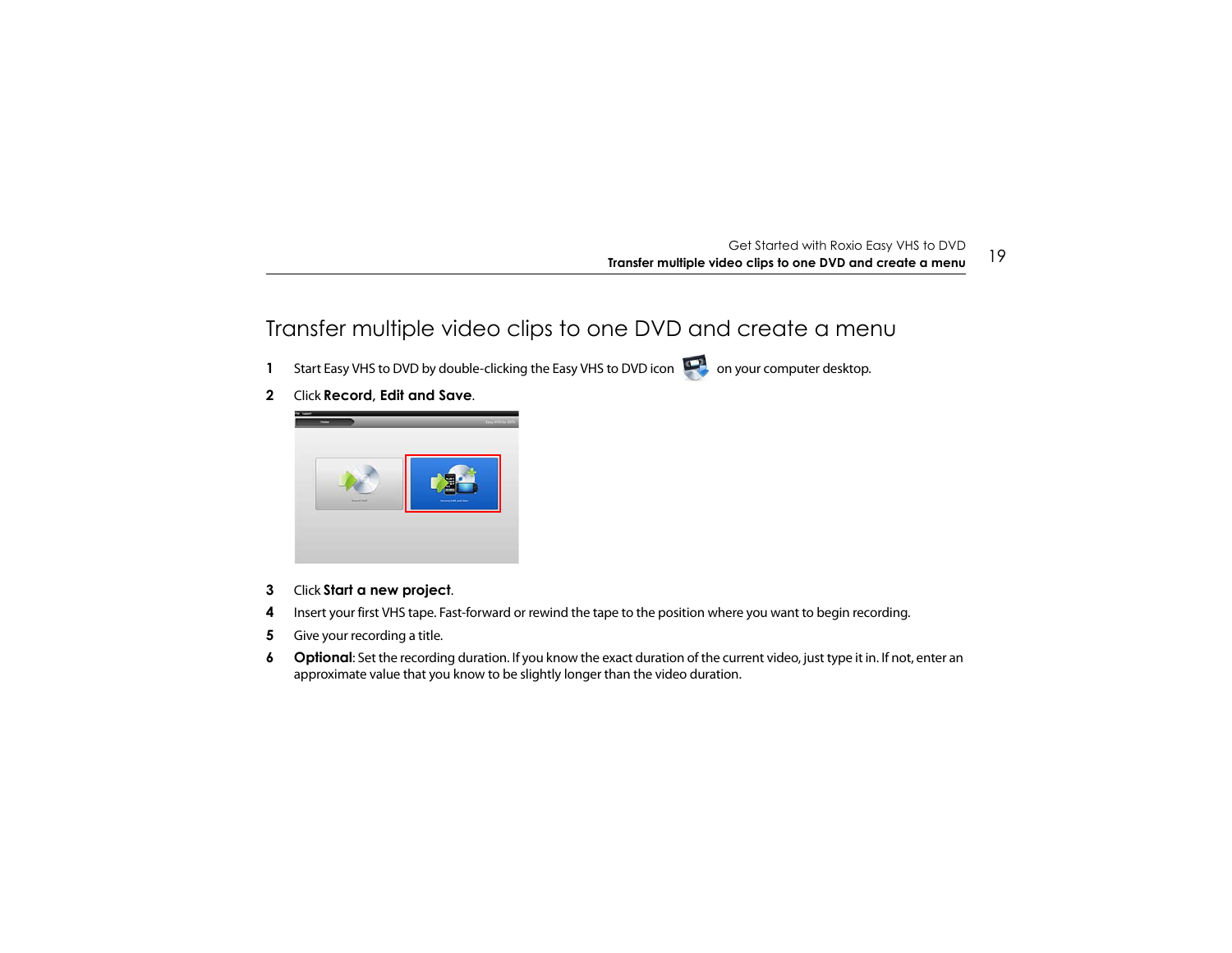# Transfer multiple video clips to one DVD and create a menu

1. Start Easy VHS to DVD by double-clicking the Easy VHS to DVD icon on your computer desktop.
2. Click **Record, Edit and Save**.
3. Click **Start a new project**.
4. Insert your first VHS tape. Fast-forward or rewind the tape to the position where you want to begin recording.
5. Give your recording a title.
6. **Optional**: Set the recording duration. If you know the exact duration of the current video, just type it in. If not, enter an approximate value that you know to be slightly longer than the video duration.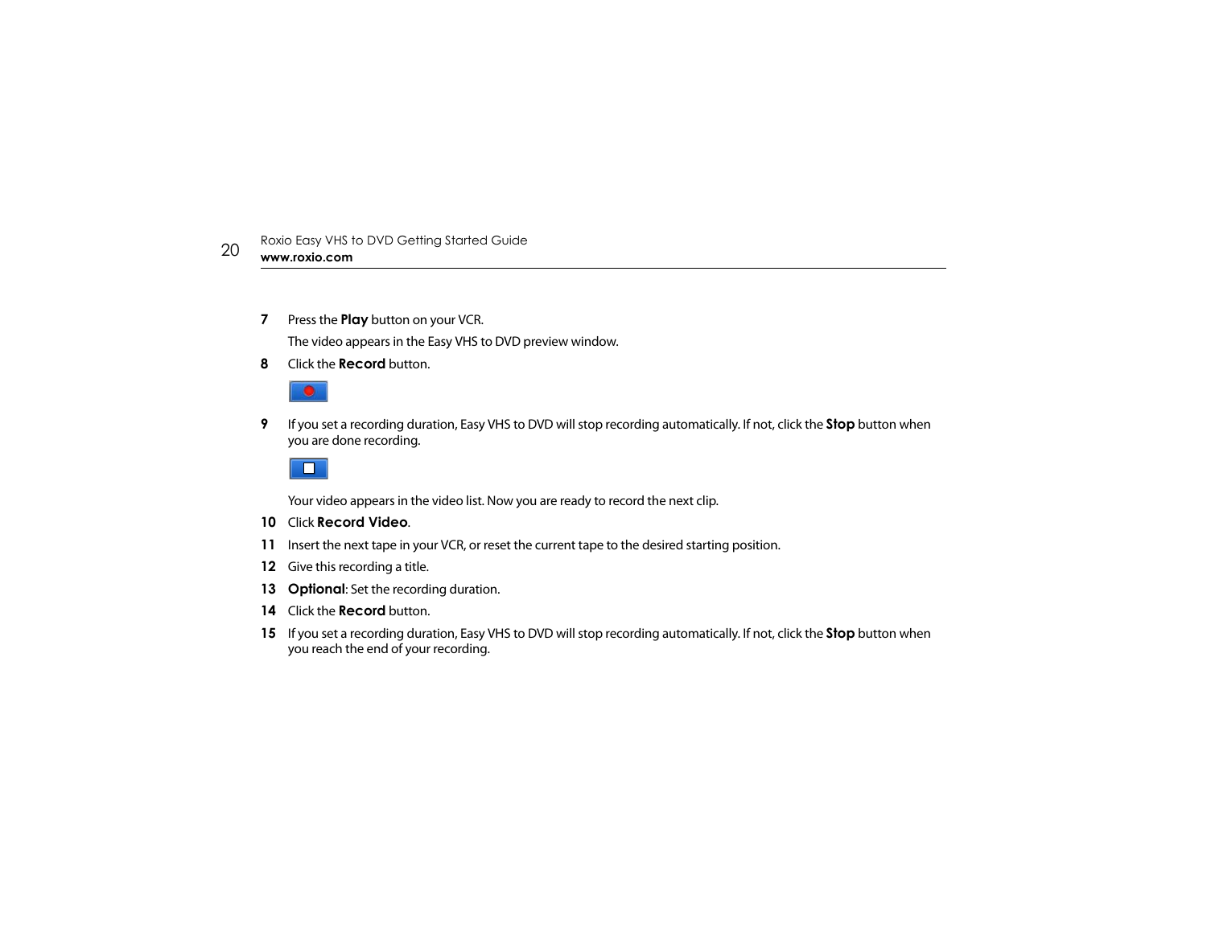7. Press the **Play** button on your VCR.

   The video appears in the Easy VHS to DVD preview window.

8. Click the **Record** button.

9. If you set a recording duration, Easy VHS to DVD will stop recording automatically. If not, click the **Stop** button when you are done recording.

   Your video appears in the video list. Now you are ready to record the next clip.

10. Click **Record Video**.
11. Insert the next tape in your VCR, or reset the current tape to the desired starting position.
12. Give this recording a title.
13. **Optional**: Set the recording duration.
14. Click the **Record** button.
15. If you set a recording duration, Easy VHS to DVD will stop recording automatically. If not, click the **Stop** button when you reach the end of your recording.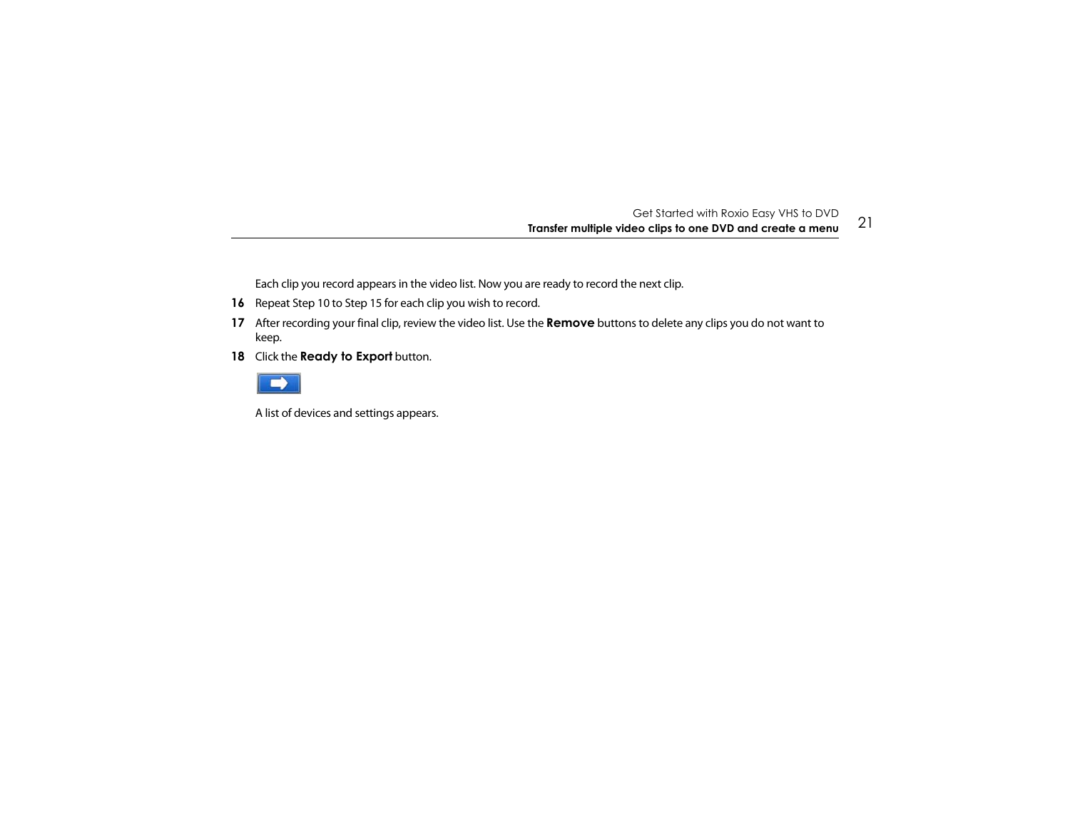Each clip you record appears in the video list. Now you are ready to record the next clip.

16 Repeat Step 10 to Step 15 for each clip you wish to record.

17 After recording your final clip, review the video list. Use the **Remove** buttons to delete any clips you do not want to keep.

18 Click the **Ready to Export** button.

A list of devices and settings appears.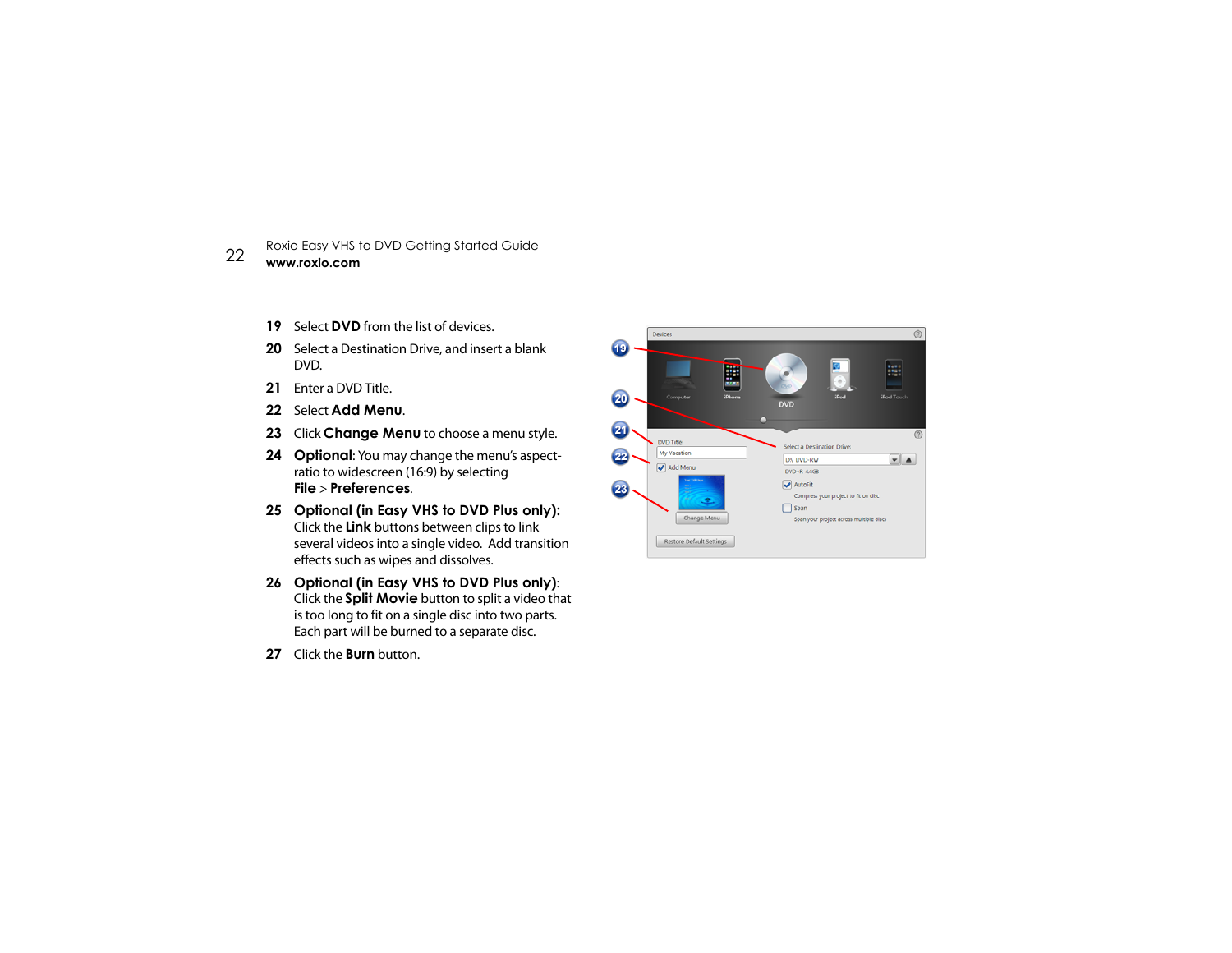19 Select **DVD** from the list of devices.

20 Select a Destination Drive, and insert a blank DVD.

21 Enter a DVD Title.

22 Select **Add Menu**.

23 Click **Change Menu** to choose a menu style.

24 **Optional**: You may change the menu's aspect-ratio to widescreen (16:9) by selecting **File** > **Preferences**.

25 **Optional (in Easy VHS to DVD Plus only):** Click the **Link** buttons between clips to link several videos into a single video. Add transition effects such as wipes and dissolves.

26 **Optional (in Easy VHS to DVD Plus only)**: Click the **Split Movie** button to split a video that is too long to fit on a single disc into two parts. Each part will be burned to a separate disc.

27 Click the **Burn** button.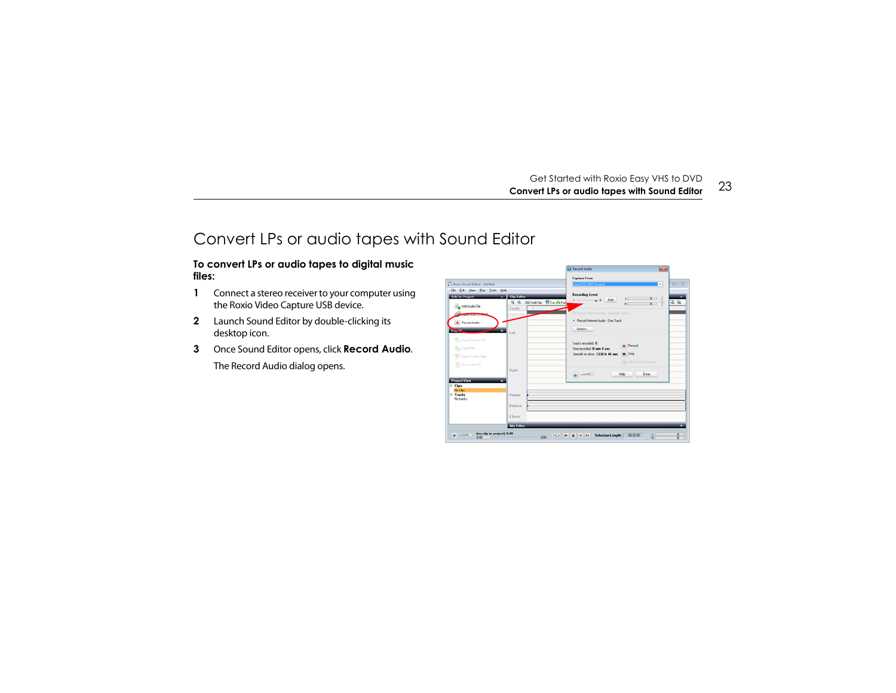# Convert LPs or audio tapes with Sound Editor

**To convert LPs or audio tapes to digital music files:**

1. Connect a stereo receiver to your computer using the Roxio Video Capture USB device.
2. Launch Sound Editor by double-clicking its desktop icon.
3. Once Sound Editor opens, click **Record Audio**.

   The Record Audio dialog opens.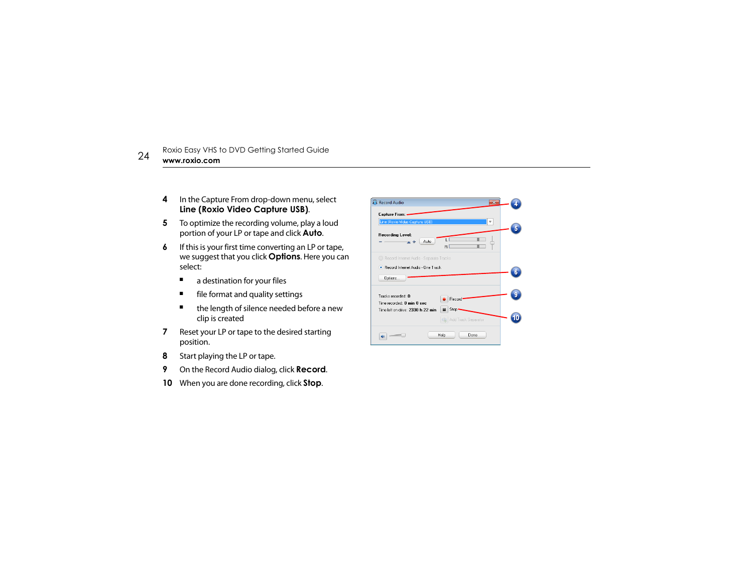4. In the Capture From drop-down menu, select **Line (Roxio Video Capture USB)**.
5. To optimize the recording volume, play a loud portion of your LP or tape and click **Auto**.
6. If this is your first time converting an LP or tape, we suggest that you click **Options**. Here you can select:
   - a destination for your files
   - file format and quality settings
   - the length of silence needed before a new clip is created
7. Reset your LP or tape to the desired starting position.
8. Start playing the LP or tape.
9. On the Record Audio dialog, click **Record**.
10. When you are done recording, click **Stop**.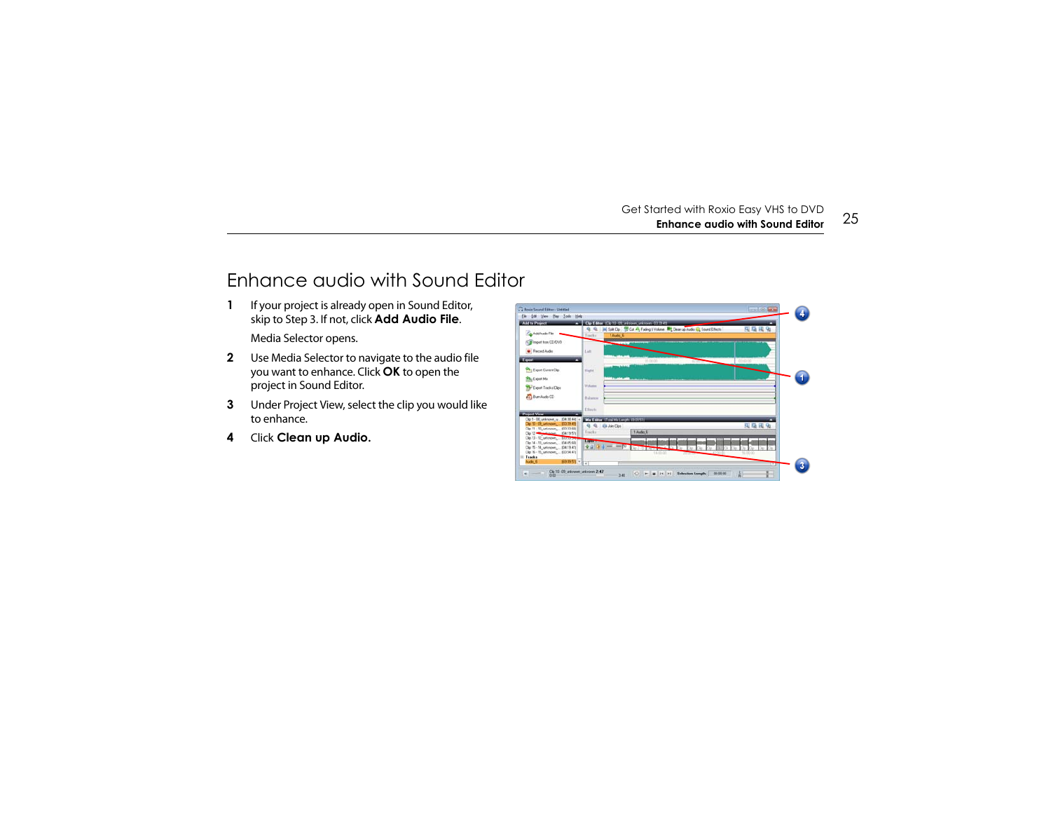# Enhance audio with Sound Editor

1. If your project is already open in Sound Editor, skip to Step 3. If not, click **Add Audio File**.

   Media Selector opens.

2. Use Media Selector to navigate to the audio file you want to enhance. Click **OK** to open the project in Sound Editor.

3. Under Project View, select the clip you would like to enhance.

4. Click **Clean up Audio.**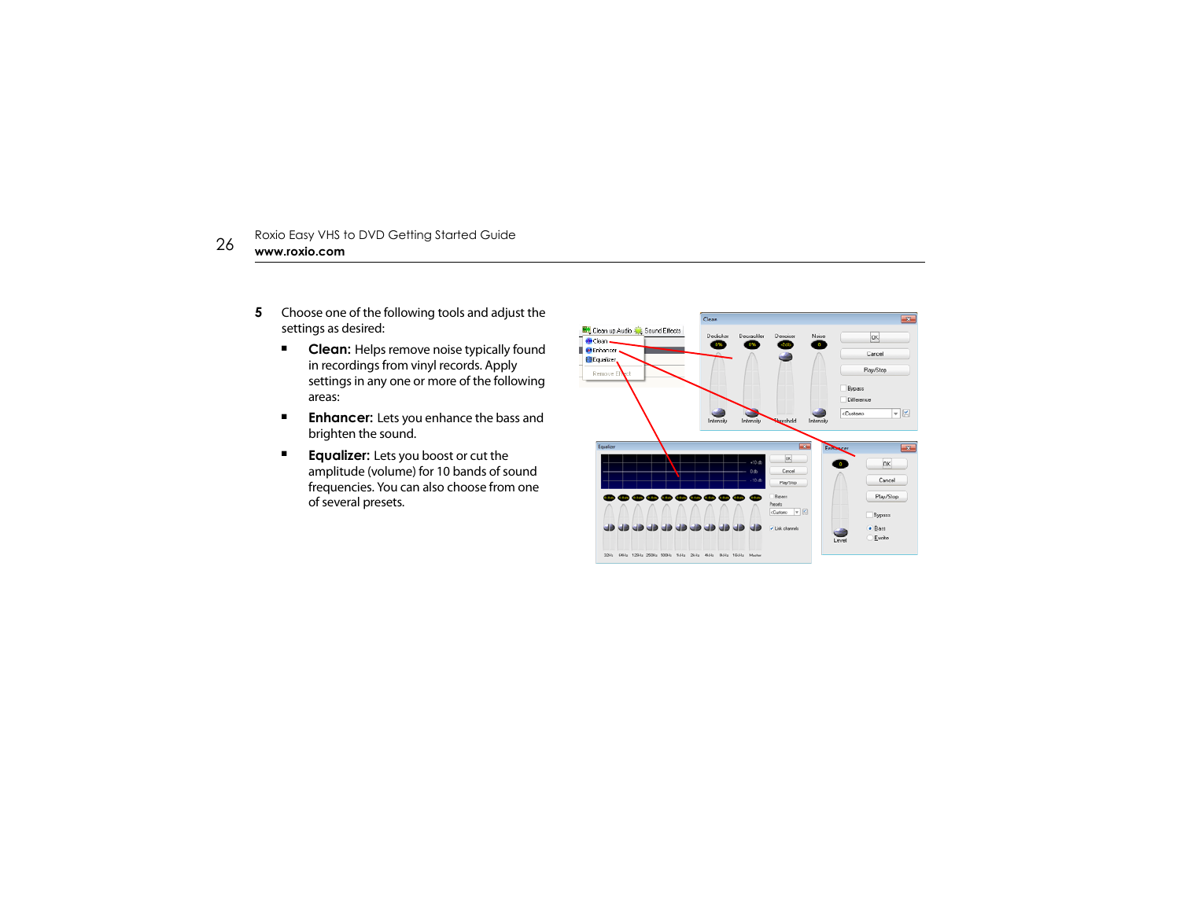5 Choose one of the following tools and adjust the settings as desired:

- **Clean:** Helps remove noise typically found in recordings from vinyl records. Apply settings in any one or more of the following areas:
- **Enhancer:** Lets you enhance the bass and brighten the sound.
- **Equalizer:** Lets you boost or cut the amplitude (volume) for 10 bands of sound frequencies. You can also choose from one of several presets.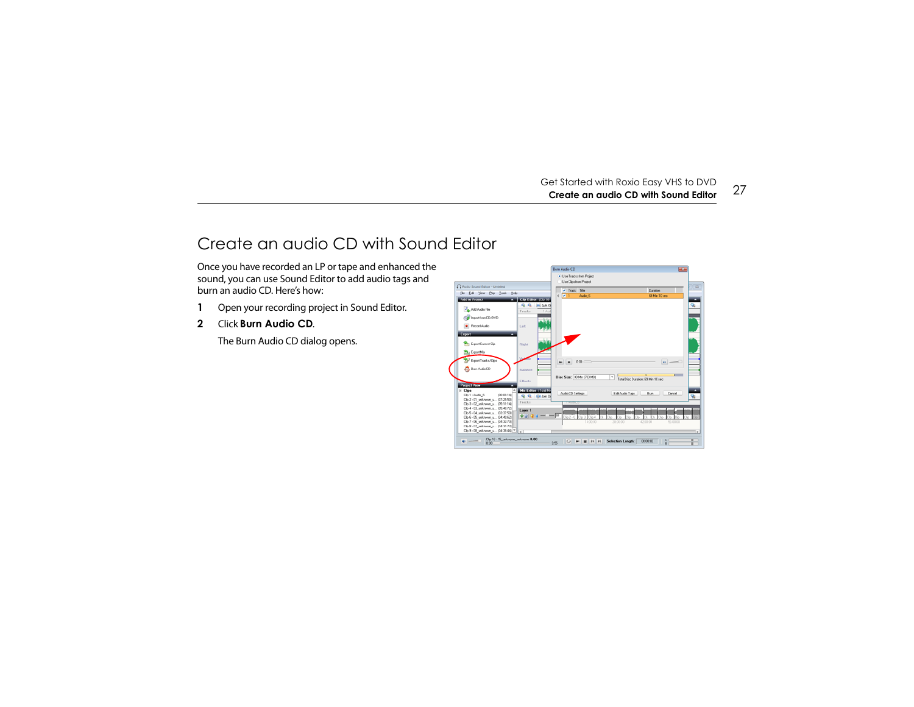# Create an audio CD with Sound Editor

Once you have recorded an LP or tape and enhanced the sound, you can use Sound Editor to add audio tags and burn an audio CD. Here's how:

1. Open your recording project in Sound Editor.
2. Click **Burn Audio CD**.

   The Burn Audio CD dialog opens.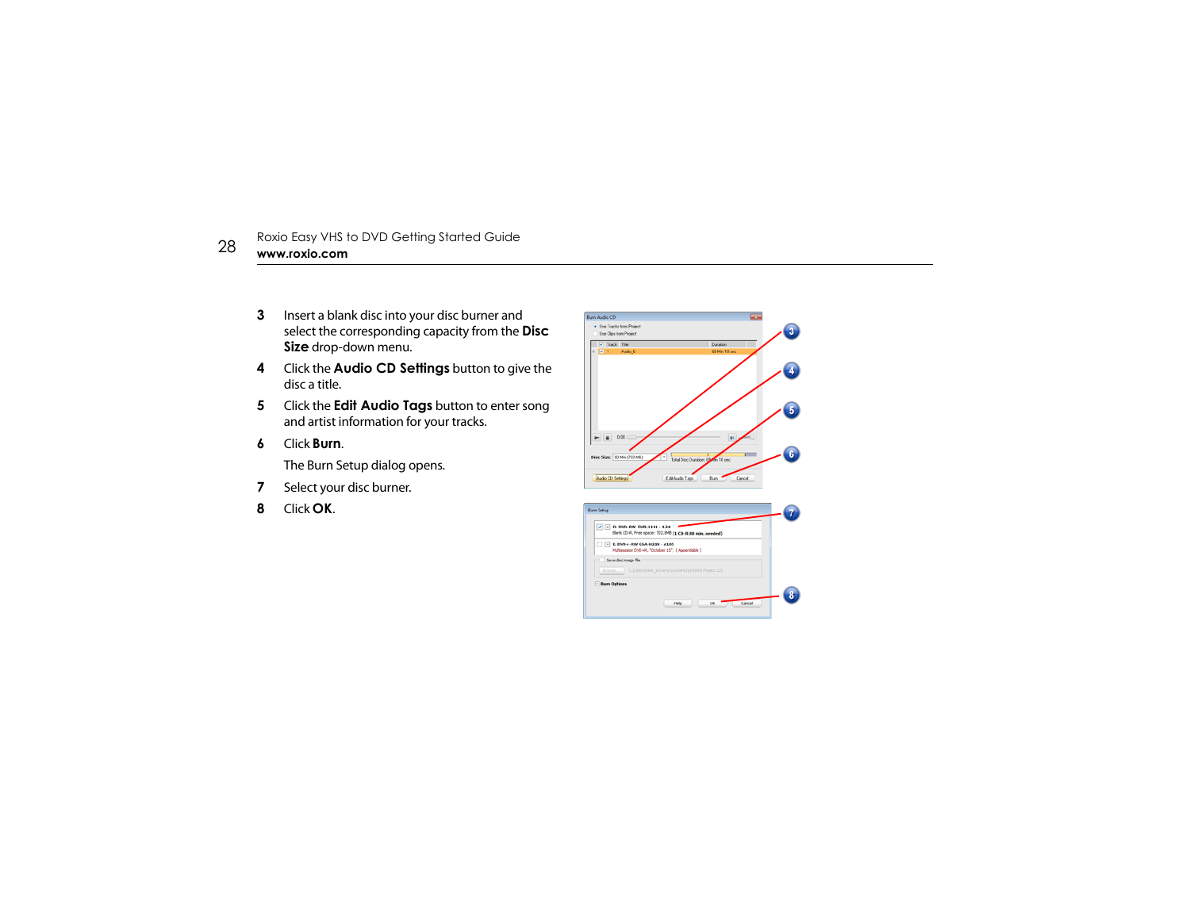3. Insert a blank disc into your disc burner and select the corresponding capacity from the **Disc Size** drop-down menu.
4. Click the **Audio CD Settings** button to give the disc a title.
5. Click the **Edit Audio Tags** button to enter song and artist information for your tracks.
6. Click **Burn**.

   The Burn Setup dialog opens.
7. Select your disc burner.
8. Click **OK**.